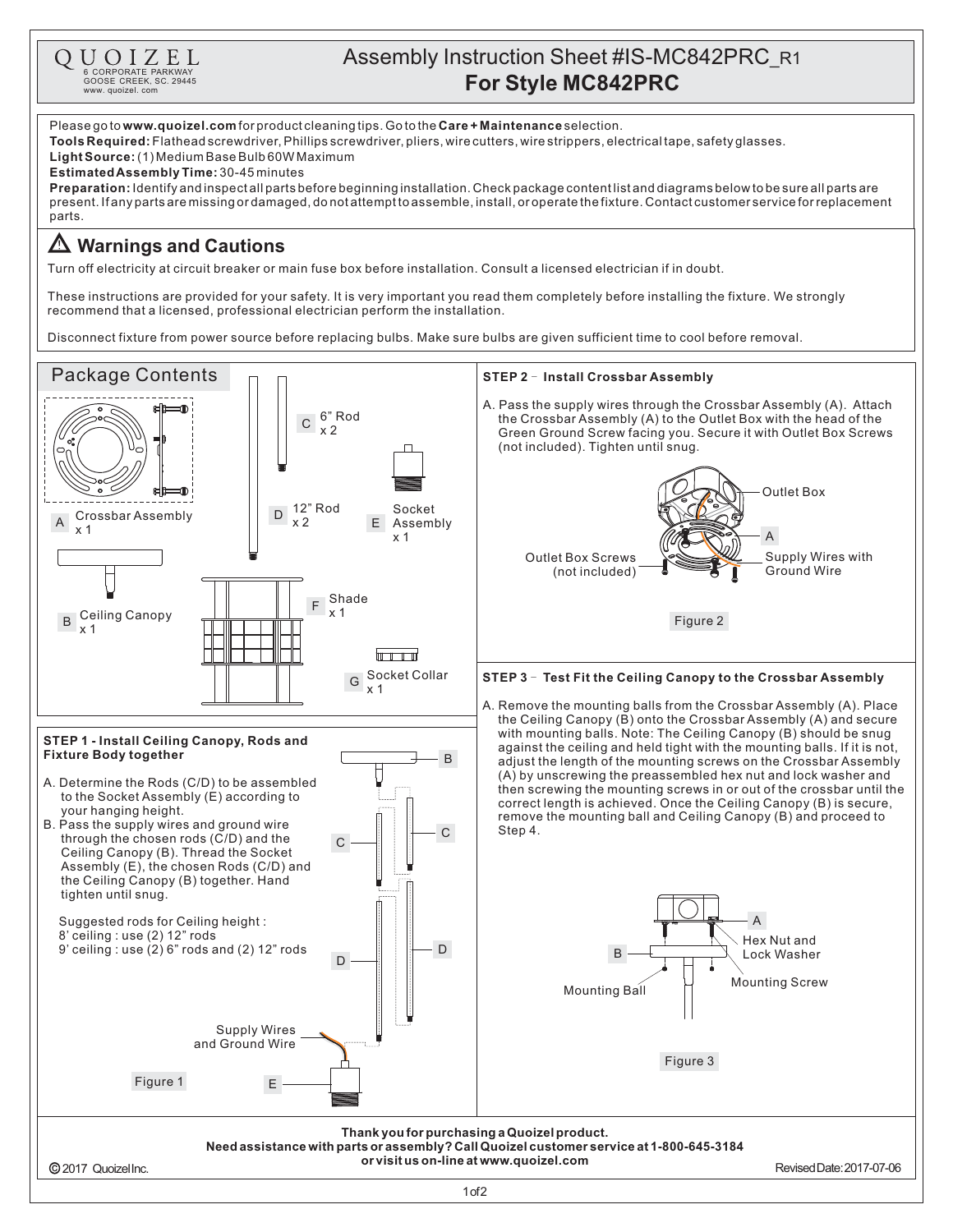QUOIZEL
6 CORPORATE PARKWAY
GOOSE CREEK, SC. 29445
www. quoizel. com

# Assembly Instruction Sheet #IS-MC842PRC_R1
## For Style MC842PRC

Please go to **www.quoizel.com** for product cleaning tips. Go to the **Care + Maintenance** selection.
**Tools Required:** Flathead screwdriver, Phillips screwdriver, pliers, wire cutters, wire strippers, electrical tape, safety glasses.
**Light Source:** (1) Medium Base Bulb 60W Maximum
**Estimated Assembly Time:** 30-45 minutes
**Preparation:** Identify and inspect all parts before beginning installation. Check package content list and diagrams below to be sure all parts are present. If any parts are missing or damaged, do not attempt to assemble, install, or operate the fixture. Contact customer service for replacement parts.

## ⚠ Warnings and Cautions

Turn off electricity at circuit breaker or main fuse box before installation. Consult a licensed electrician if in doubt.

These instructions are provided for your safety. It is very important you read them completely before installing the fixture. We strongly recommend that a licensed, professional electrician perform the installation.

Disconnect fixture from power source before replacing bulbs. Make sure bulbs are given sufficient time to cool before removal.

## Package Contents

- A Crossbar Assembly x 1
- B Ceiling Canopy x 1
- C 6" Rod x 2
- D 12" Rod x 2
- E Socket Assembly x 1
- F Shade x 1
- G Socket Collar x 1

### STEP 1 - Install Ceiling Canopy, Rods and Fixture Body together

A. Determine the Rods (C/D) to be assembled to the Socket Assembly (E) according to your hanging height.
B. Pass the supply wires and ground wire through the chosen rods (C/D) and the Ceiling Canopy (B). Thread the Socket Assembly (E), the chosen Rods (C/D) and the Ceiling Canopy (B) together. Hand tighten until snug.

Suggested rods for Ceiling height :
8' ceiling : use (2) 12" rods
9' ceiling : use (2) 6" rods and (2) 12" rods

B, C, C, D, D, Supply Wires and Ground Wire, E

Figure 1

### STEP 2 – Install Crossbar Assembly

A. Pass the supply wires through the Crossbar Assembly (A). Attach the Crossbar Assembly (A) to the Outlet Box with the head of the Green Ground Screw facing you. Secure it with Outlet Box Screws (not included). Tighten until snug.

Outlet Box, A, Outlet Box Screws (not included), Supply Wires with Ground Wire

Figure 2

### STEP 3 – Test Fit the Ceiling Canopy to the Crossbar Assembly

A. Remove the mounting balls from the Crossbar Assembly (A). Place the Ceiling Canopy (B) onto the Crossbar Assembly (A) and secure with mounting balls. Note: The Ceiling Canopy (B) should be snug against the ceiling and held tight with the mounting balls. If it is not, adjust the length of the mounting screws on the Crossbar Assembly (A) by unscrewing the preassembled hex nut and lock washer and then screwing the mounting screws in or out of the crossbar until the correct length is achieved. Once the Ceiling Canopy (B) is secure, remove the mounting ball and Ceiling Canopy (B) and proceed to Step 4.

A, B, Hex Nut and Lock Washer, Mounting Screw, Mounting Ball

Figure 3

**Thank you for purchasing a Quoizel product.**
**Need assistance with parts or assembly? Call Quoizel customer service at 1-800-645-3184 or visit us on-line at www.quoizel.com**

© 2017 Quoizel Inc.
Revised Date: 2017-07-06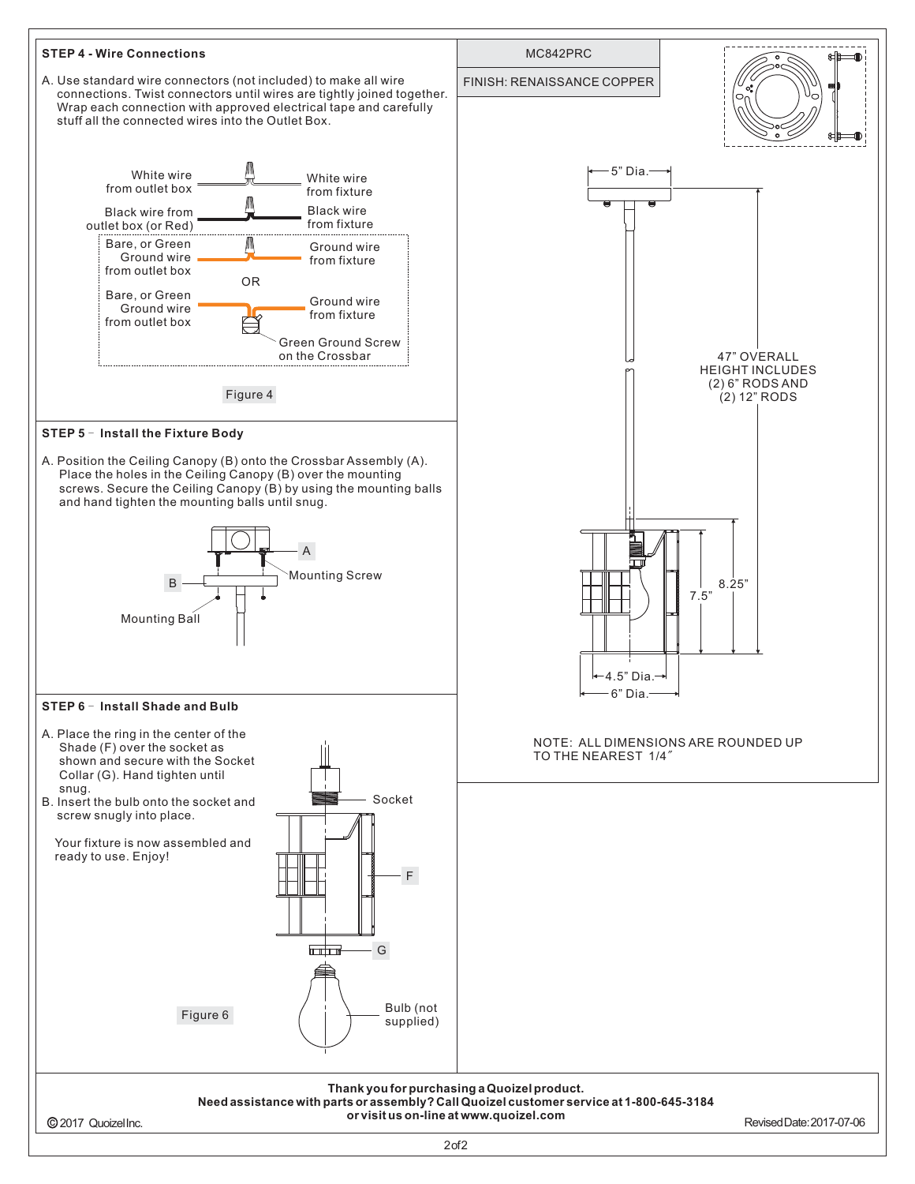### STEP 4 - Wire Connections

A. Use standard wire connectors (not included) to make all wire connections. Twist connectors until wires are tightly joined together. Wrap each connection with approved electrical tape and carefully stuff all the connected wires into the Outlet Box.

White wire from outlet box

White wire from fixture

Black wire from outlet box (or Red)

Black wire from fixture

Bare, or Green Ground wire from outlet box

Ground wire from fixture

OR

Bare, or Green Ground wire from outlet box

Ground wire from fixture

Green Ground Screw on the Crossbar

Figure 4

### STEP 5 - Install the Fixture Body

A. Position the Ceiling Canopy (B) onto the Crossbar Assembly (A). Place the holes in the Ceiling Canopy (B) over the mounting screws. Secure the Ceiling Canopy (B) by using the mounting balls and hand tighten the mounting balls until snug.

A

Mounting Screw

B

Mounting Ball

### STEP 6 - Install Shade and Bulb

A. Place the ring in the center of the Shade (F) over the socket as shown and secure with the Socket Collar (G). Hand tighten until snug.

B. Insert the bulb onto the socket and screw snugly into place.

Your fixture is now assembled and ready to use. Enjoy!

Socket

F

G

Bulb (not supplied)

Figure 6

MC842PRC

FINISH: RENAISSANCE COPPER

5" Dia.

47" OVERALL HEIGHT INCLUDES (2) 6" RODS AND (2) 12" RODS

8.25"

7.5"

4.5" Dia.

6" Dia.

NOTE: ALL DIMENSIONS ARE ROUNDED UP TO THE NEAREST 1/4"

**Thank you for purchasing a Quoizel product.**
**Need assistance with parts or assembly? Call Quoizel customer service at 1-800-645-3184 or visit us on-line at www.quoizel.com**

© 2017 Quoizel Inc.

Revised Date: 2017-07-06